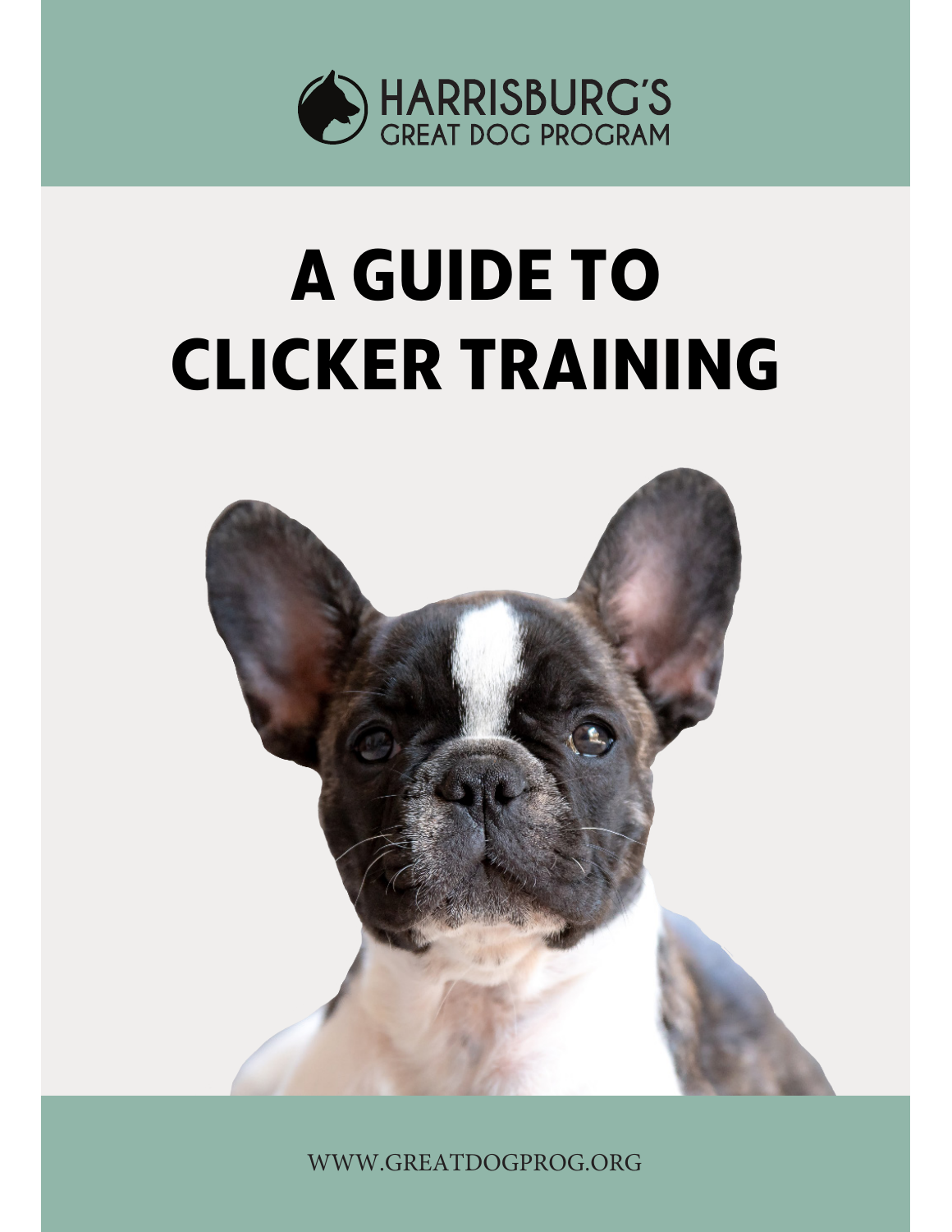HARRISBURG'S
GREAT DOG PROGRAM

# A GUIDE TO CLICKER TRAINING

WWW.GREATDOGPROG.ORG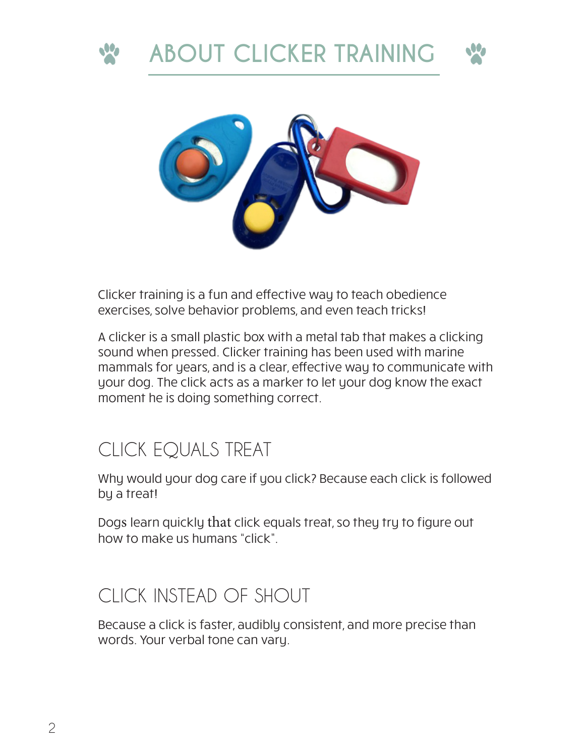# ABOUT CLICKER TRAINING

Clicker training is a fun and effective way to teach obedience exercises, solve behavior problems, and even teach tricks!

A clicker is a small plastic box with a metal tab that makes a clicking sound when pressed. Clicker training has been used with marine mammals for years, and is a clear, effective way to communicate with your dog. The click acts as a marker to let your dog know the exact moment he is doing something correct.

## CLICK EQUALS TREAT

Why would your dog care if you click? Because each click is followed by a treat!

Dogs learn quickly that click equals treat, so they try to figure out how to make us humans "click".

## CLICK INSTEAD OF SHOUT

Because a click is faster, audibly consistent, and more precise than words. Your verbal tone can vary.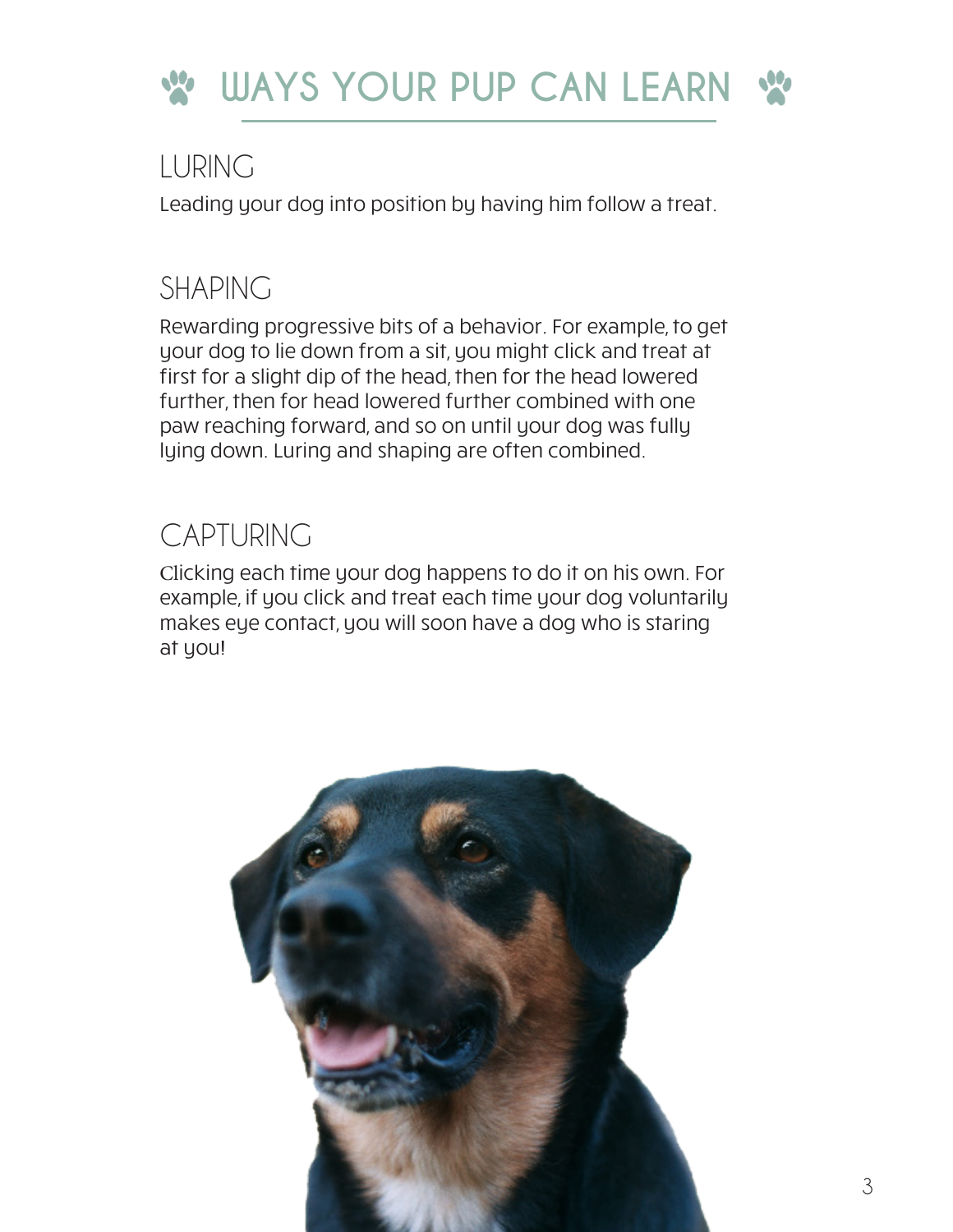# WAYS YOUR PUP CAN LEARN

## LURING

Leading your dog into position by having him follow a treat.

## SHAPING

Rewarding progressive bits of a behavior. For example, to get your dog to lie down from a sit, you might click and treat at first for a slight dip of the head, then for the head lowered further, then for head lowered further combined with one paw reaching forward, and so on until your dog was fully lying down. Luring and shaping are often combined.

## CAPTURING

Clicking each time your dog happens to do it on his own. For example, if you click and treat each time your dog voluntarily makes eye contact, you will soon have a dog who is staring at you!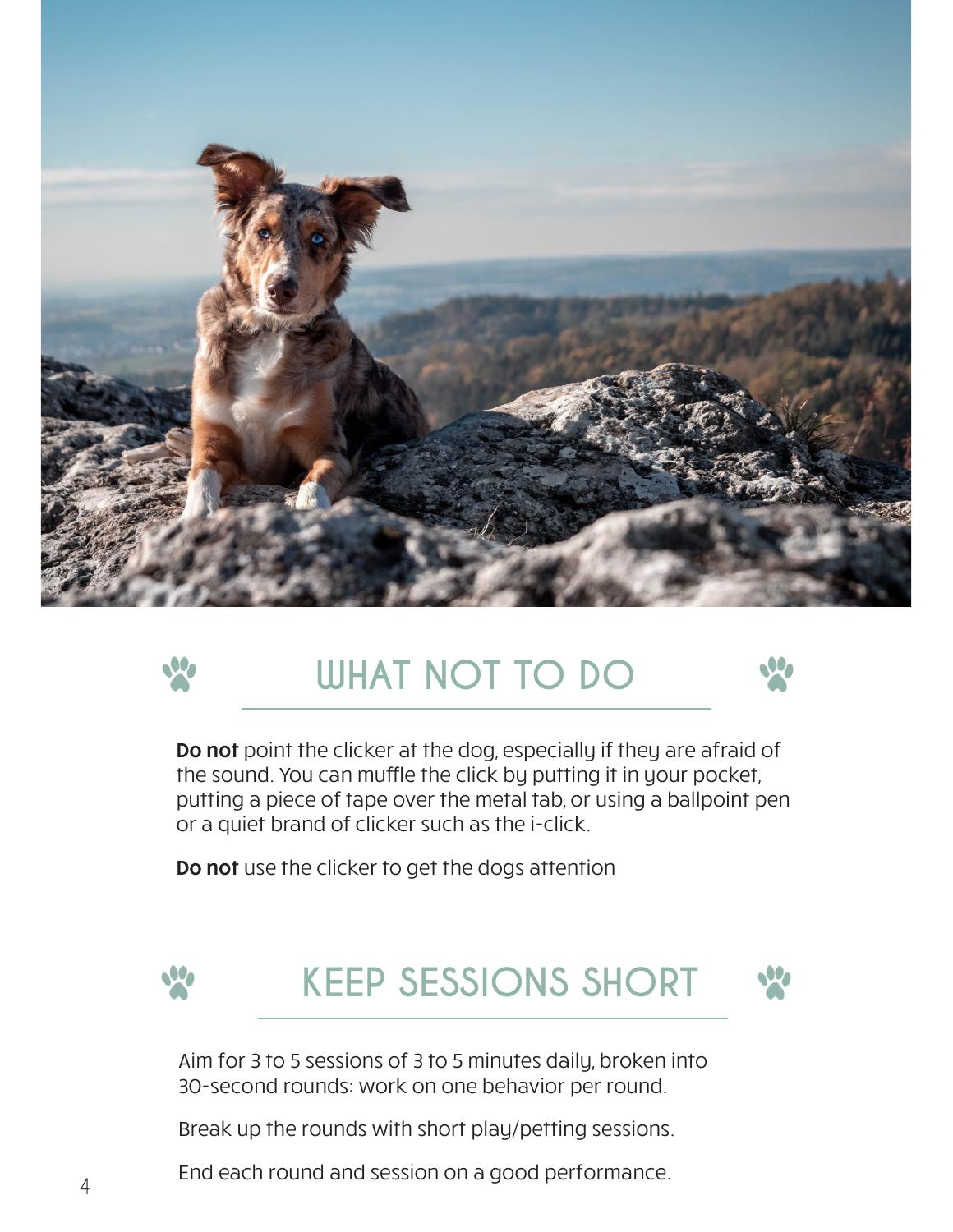## WHAT NOT TO DO

**Do not** point the clicker at the dog, especially if they are afraid of the sound. You can muffle the click by putting it in your pocket, putting a piece of tape over the metal tab, or using a ballpoint pen or a quiet brand of clicker such as the i-click.

**Do not** use the clicker to get the dogs attention

## KEEP SESSIONS SHORT

Aim for 3 to 5 sessions of 3 to 5 minutes daily, broken into 30-second rounds: work on one behavior per round.

Break up the rounds with short play/petting sessions.

End each round and session on a good performance.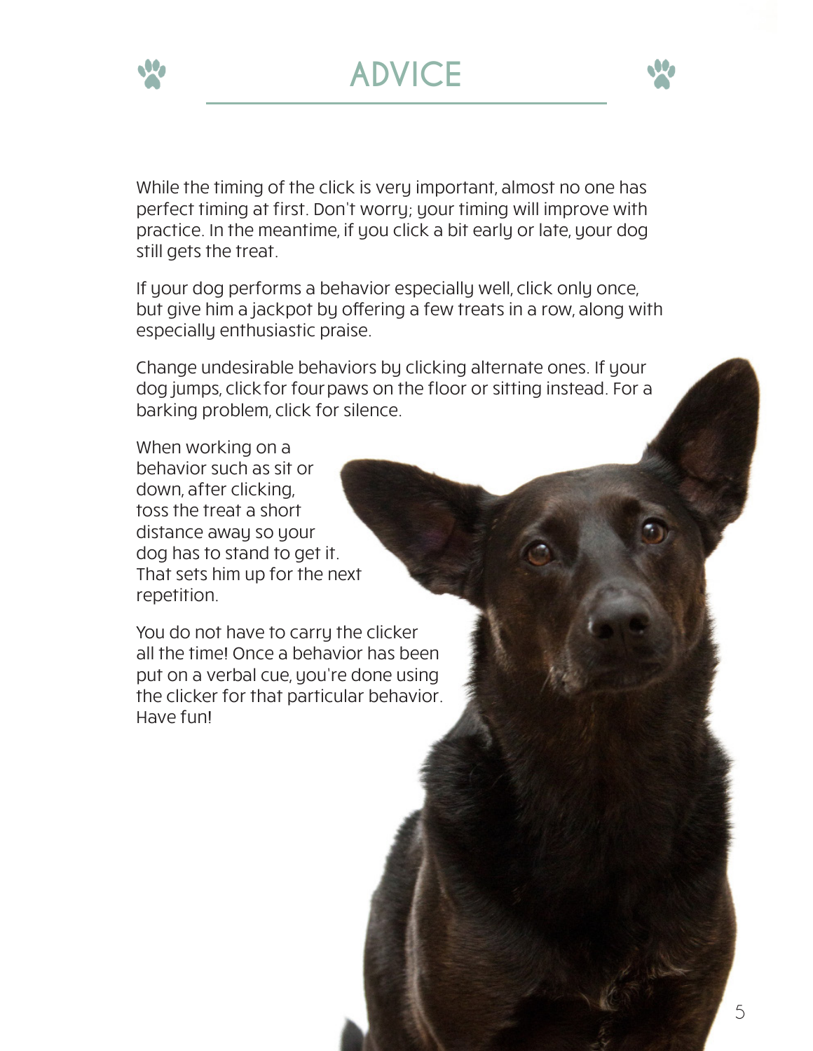# ADVICE

While the timing of the click is very important, almost no one has perfect timing at first. Don't worry; your timing will improve with practice. In the meantime, if you click a bit early or late, your dog still gets the treat.

If your dog performs a behavior especially well, click only once, but give him a jackpot by offering a few treats in a row, along with especially enthusiastic praise.

Change undesirable behaviors by clicking alternate ones. If your dog jumps, click for four paws on the floor or sitting instead. For a barking problem, click for silence.

When working on a behavior such as sit or down, after clicking, toss the treat a short distance away so your dog has to stand to get it. That sets him up for the next repetition.

You do not have to carry the clicker all the time! Once a behavior has been put on a verbal cue, you're done using the clicker for that particular behavior. Have fun!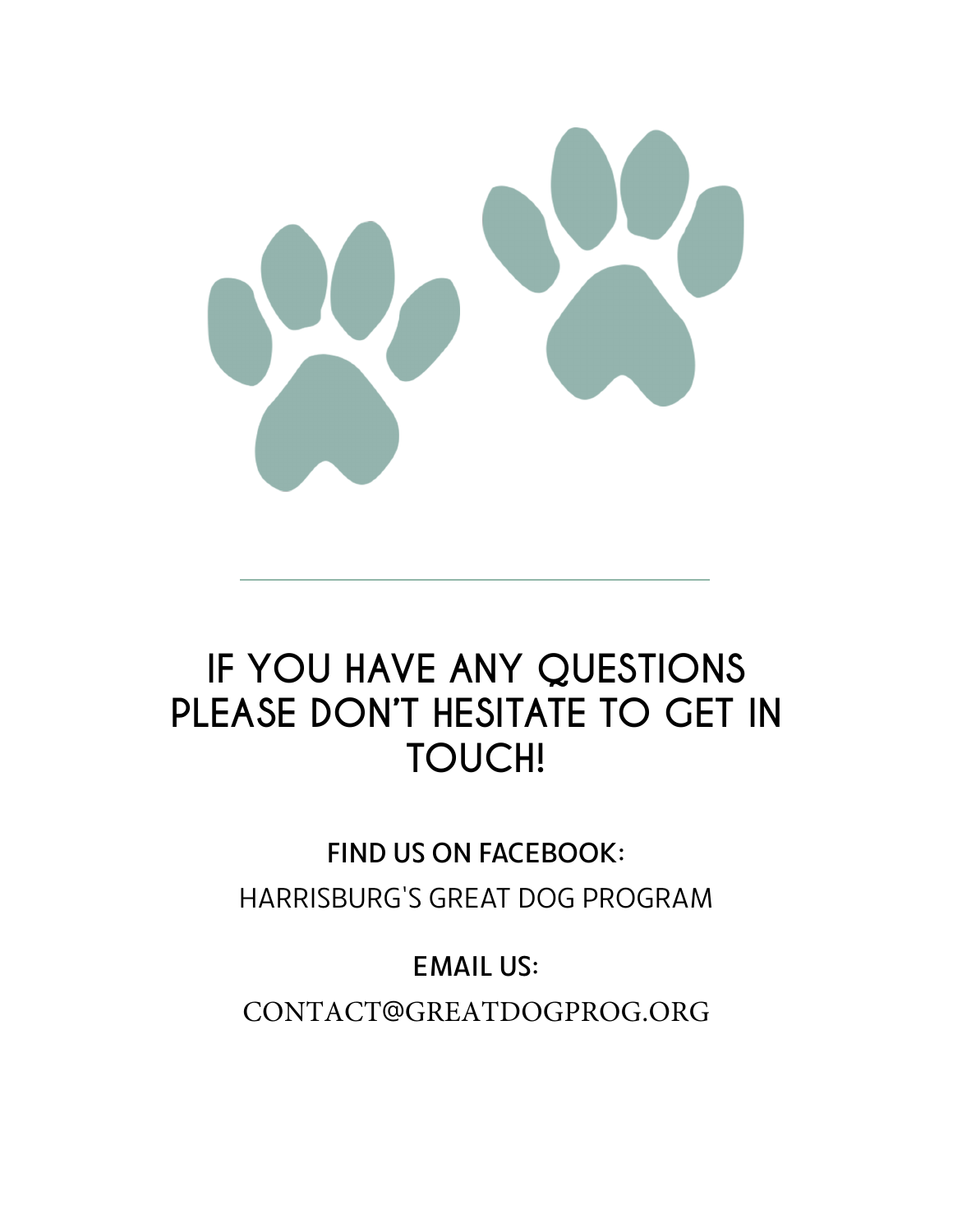# IF YOU HAVE ANY QUESTIONS PLEASE DON'T HESITATE TO GET IN TOUCH!

**FIND US ON FACEBOOK:**

HARRISBURG'S GREAT DOG PROGRAM

**EMAIL US:**

CONTACT@GREATDOGPROG.ORG